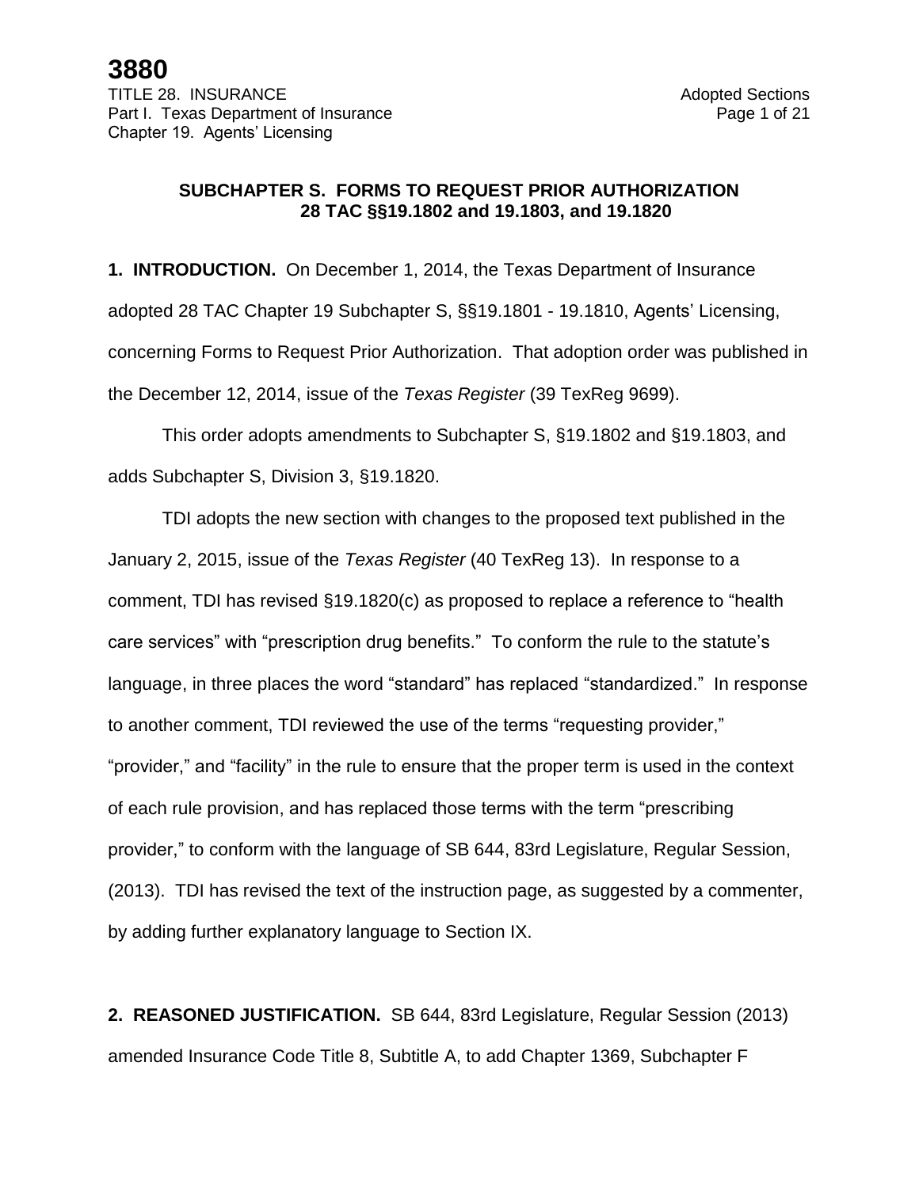**3880**

TITLE 28. INSURANCE
Part I. Texas Department of Insurance
Chapter 19. Agents' Licensing

## SUBCHAPTER S. FORMS TO REQUEST PRIOR AUTHORIZATION 28 TAC §§19.1802 and 19.1803, and 19.1820

**1. INTRODUCTION.** On December 1, 2014, the Texas Department of Insurance adopted 28 TAC Chapter 19 Subchapter S, §§19.1801 - 19.1810, Agents' Licensing, concerning Forms to Request Prior Authorization. That adoption order was published in the December 12, 2014, issue of the *Texas Register* (39 TexReg 9699).

This order adopts amendments to Subchapter S, §19.1802 and §19.1803, and adds Subchapter S, Division 3, §19.1820.

TDI adopts the new section with changes to the proposed text published in the January 2, 2015, issue of the *Texas Register* (40 TexReg 13). In response to a comment, TDI has revised §19.1820(c) as proposed to replace a reference to "health care services" with "prescription drug benefits." To conform the rule to the statute's language, in three places the word "standard" has replaced "standardized." In response to another comment, TDI reviewed the use of the terms "requesting provider," "provider," and "facility" in the rule to ensure that the proper term is used in the context of each rule provision, and has replaced those terms with the term "prescribing provider," to conform with the language of SB 644, 83rd Legislature, Regular Session, (2013). TDI has revised the text of the instruction page, as suggested by a commenter, by adding further explanatory language to Section IX.

**2. REASONED JUSTIFICATION.** SB 644, 83rd Legislature, Regular Session (2013) amended Insurance Code Title 8, Subtitle A, to add Chapter 1369, Subchapter F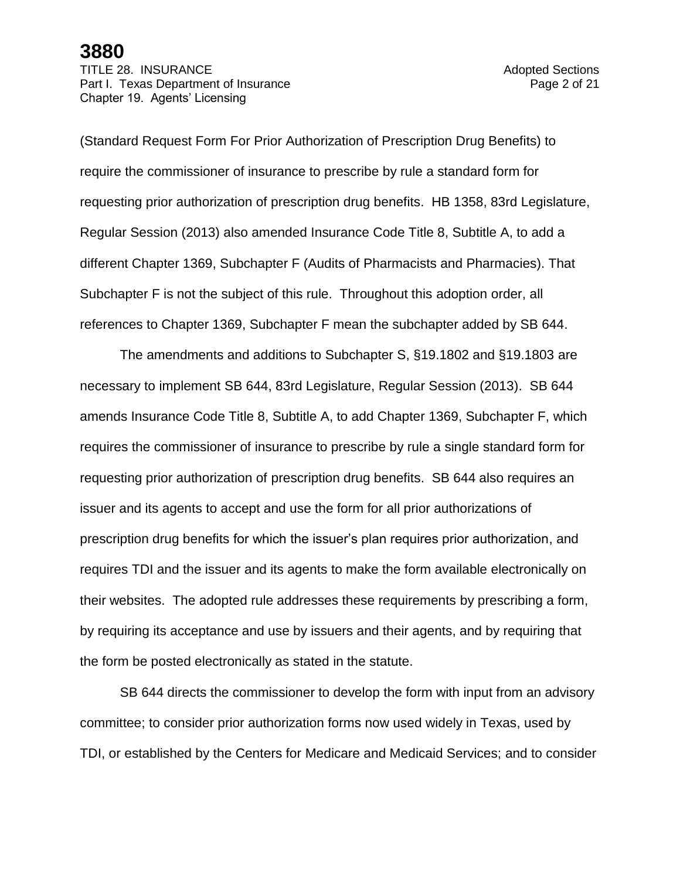(Standard Request Form For Prior Authorization of Prescription Drug Benefits) to require the commissioner of insurance to prescribe by rule a standard form for requesting prior authorization of prescription drug benefits. HB 1358, 83rd Legislature, Regular Session (2013) also amended Insurance Code Title 8, Subtitle A, to add a different Chapter 1369, Subchapter F (Audits of Pharmacists and Pharmacies). That Subchapter F is not the subject of this rule. Throughout this adoption order, all references to Chapter 1369, Subchapter F mean the subchapter added by SB 644.

The amendments and additions to Subchapter S, §19.1802 and §19.1803 are necessary to implement SB 644, 83rd Legislature, Regular Session (2013). SB 644 amends Insurance Code Title 8, Subtitle A, to add Chapter 1369, Subchapter F, which requires the commissioner of insurance to prescribe by rule a single standard form for requesting prior authorization of prescription drug benefits. SB 644 also requires an issuer and its agents to accept and use the form for all prior authorizations of prescription drug benefits for which the issuer's plan requires prior authorization, and requires TDI and the issuer and its agents to make the form available electronically on their websites. The adopted rule addresses these requirements by prescribing a form, by requiring its acceptance and use by issuers and their agents, and by requiring that the form be posted electronically as stated in the statute.

SB 644 directs the commissioner to develop the form with input from an advisory committee; to consider prior authorization forms now used widely in Texas, used by TDI, or established by the Centers for Medicare and Medicaid Services; and to consider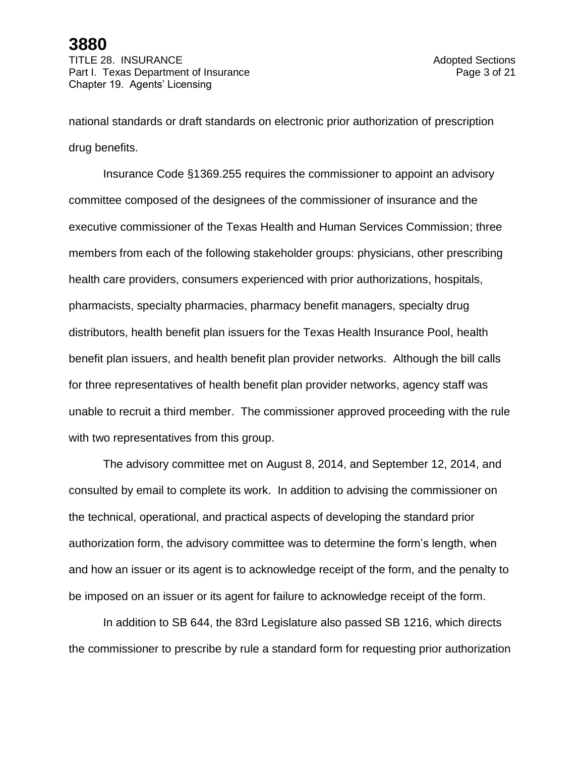national standards or draft standards on electronic prior authorization of prescription drug benefits.

Insurance Code §1369.255 requires the commissioner to appoint an advisory committee composed of the designees of the commissioner of insurance and the executive commissioner of the Texas Health and Human Services Commission; three members from each of the following stakeholder groups: physicians, other prescribing health care providers, consumers experienced with prior authorizations, hospitals, pharmacists, specialty pharmacies, pharmacy benefit managers, specialty drug distributors, health benefit plan issuers for the Texas Health Insurance Pool, health benefit plan issuers, and health benefit plan provider networks. Although the bill calls for three representatives of health benefit plan provider networks, agency staff was unable to recruit a third member. The commissioner approved proceeding with the rule with two representatives from this group.

The advisory committee met on August 8, 2014, and September 12, 2014, and consulted by email to complete its work. In addition to advising the commissioner on the technical, operational, and practical aspects of developing the standard prior authorization form, the advisory committee was to determine the form's length, when and how an issuer or its agent is to acknowledge receipt of the form, and the penalty to be imposed on an issuer or its agent for failure to acknowledge receipt of the form.

In addition to SB 644, the 83rd Legislature also passed SB 1216, which directs the commissioner to prescribe by rule a standard form for requesting prior authorization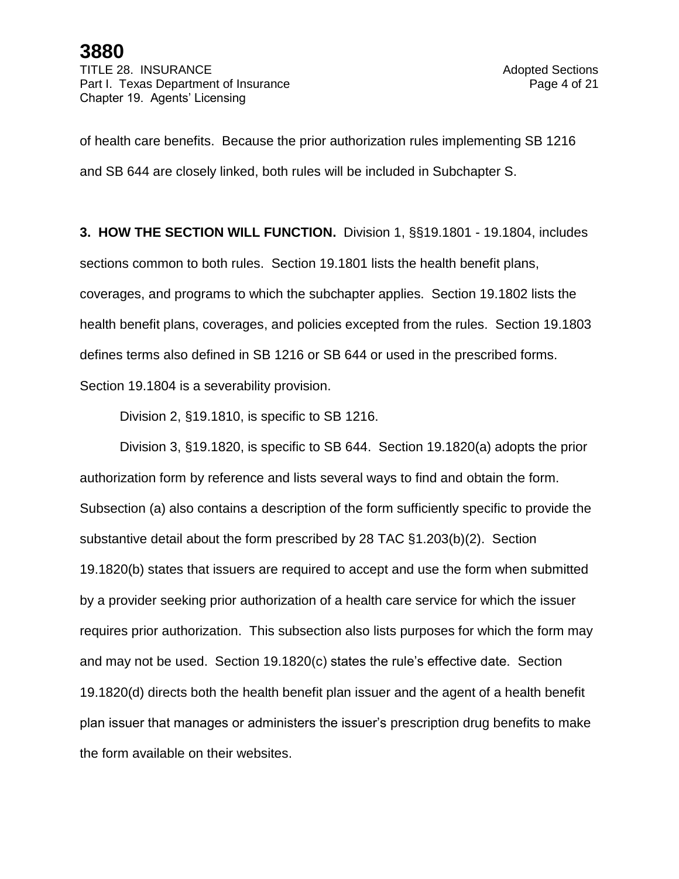of health care benefits. Because the prior authorization rules implementing SB 1216 and SB 644 are closely linked, both rules will be included in Subchapter S.

**3. HOW THE SECTION WILL FUNCTION.** Division 1, §§19.1801 - 19.1804, includes sections common to both rules. Section 19.1801 lists the health benefit plans, coverages, and programs to which the subchapter applies. Section 19.1802 lists the health benefit plans, coverages, and policies excepted from the rules. Section 19.1803 defines terms also defined in SB 1216 or SB 644 or used in the prescribed forms. Section 19.1804 is a severability provision.

Division 2, §19.1810, is specific to SB 1216.

Division 3, §19.1820, is specific to SB 644. Section 19.1820(a) adopts the prior authorization form by reference and lists several ways to find and obtain the form. Subsection (a) also contains a description of the form sufficiently specific to provide the substantive detail about the form prescribed by 28 TAC §1.203(b)(2). Section 19.1820(b) states that issuers are required to accept and use the form when submitted by a provider seeking prior authorization of a health care service for which the issuer requires prior authorization. This subsection also lists purposes for which the form may and may not be used. Section 19.1820(c) states the rule's effective date. Section 19.1820(d) directs both the health benefit plan issuer and the agent of a health benefit plan issuer that manages or administers the issuer's prescription drug benefits to make the form available on their websites.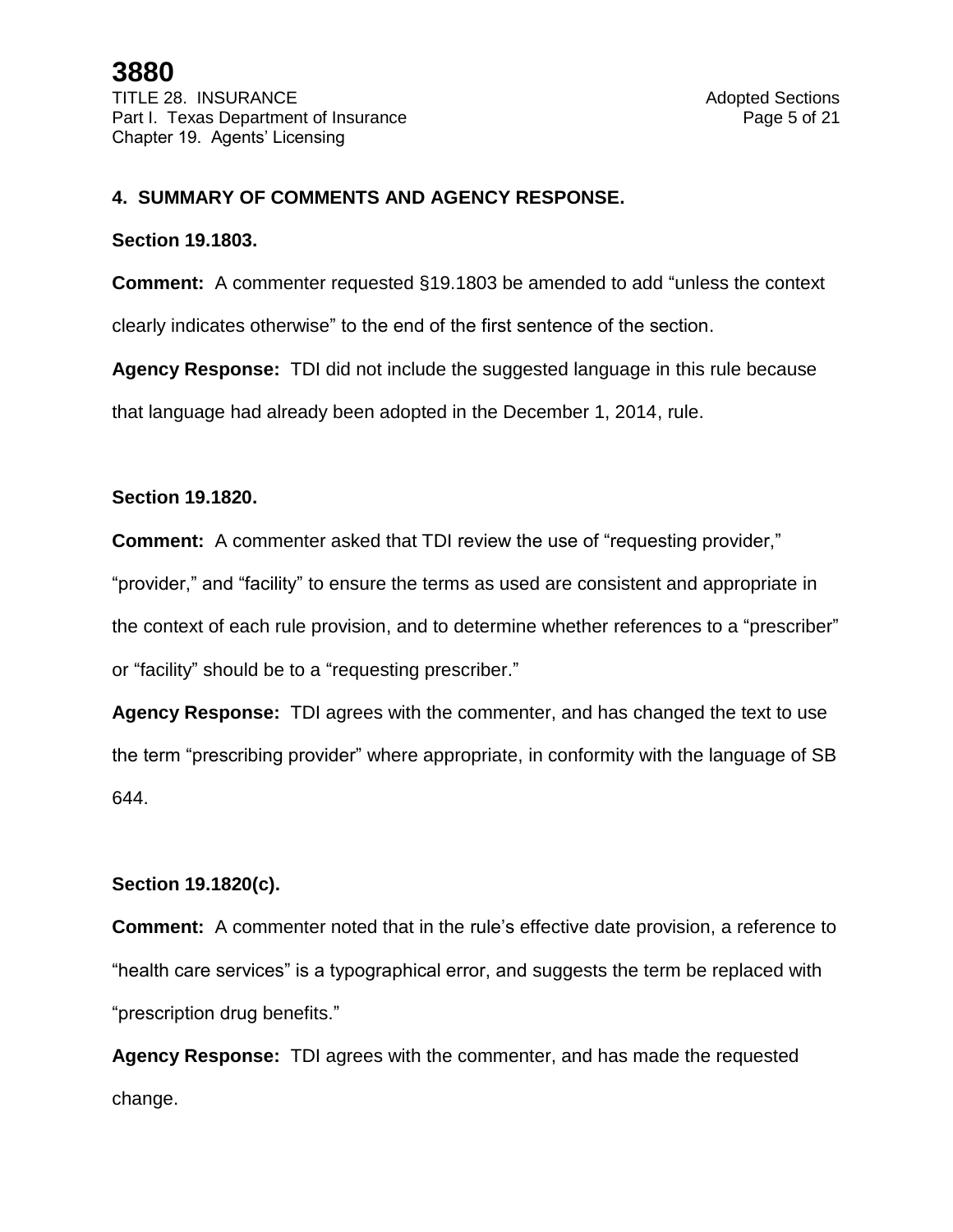## 4. SUMMARY OF COMMENTS AND AGENCY RESPONSE.

**Section 19.1803.**

**Comment:** A commenter requested §19.1803 be amended to add "unless the context clearly indicates otherwise" to the end of the first sentence of the section.

**Agency Response:** TDI did not include the suggested language in this rule because that language had already been adopted in the December 1, 2014, rule.

**Section 19.1820.**

**Comment:** A commenter asked that TDI review the use of "requesting provider," "provider," and "facility" to ensure the terms as used are consistent and appropriate in the context of each rule provision, and to determine whether references to a "prescriber" or "facility" should be to a "requesting prescriber."

**Agency Response:** TDI agrees with the commenter, and has changed the text to use the term "prescribing provider" where appropriate, in conformity with the language of SB 644.

**Section 19.1820(c).**

**Comment:** A commenter noted that in the rule's effective date provision, a reference to "health care services" is a typographical error, and suggests the term be replaced with "prescription drug benefits."

**Agency Response:** TDI agrees with the commenter, and has made the requested change.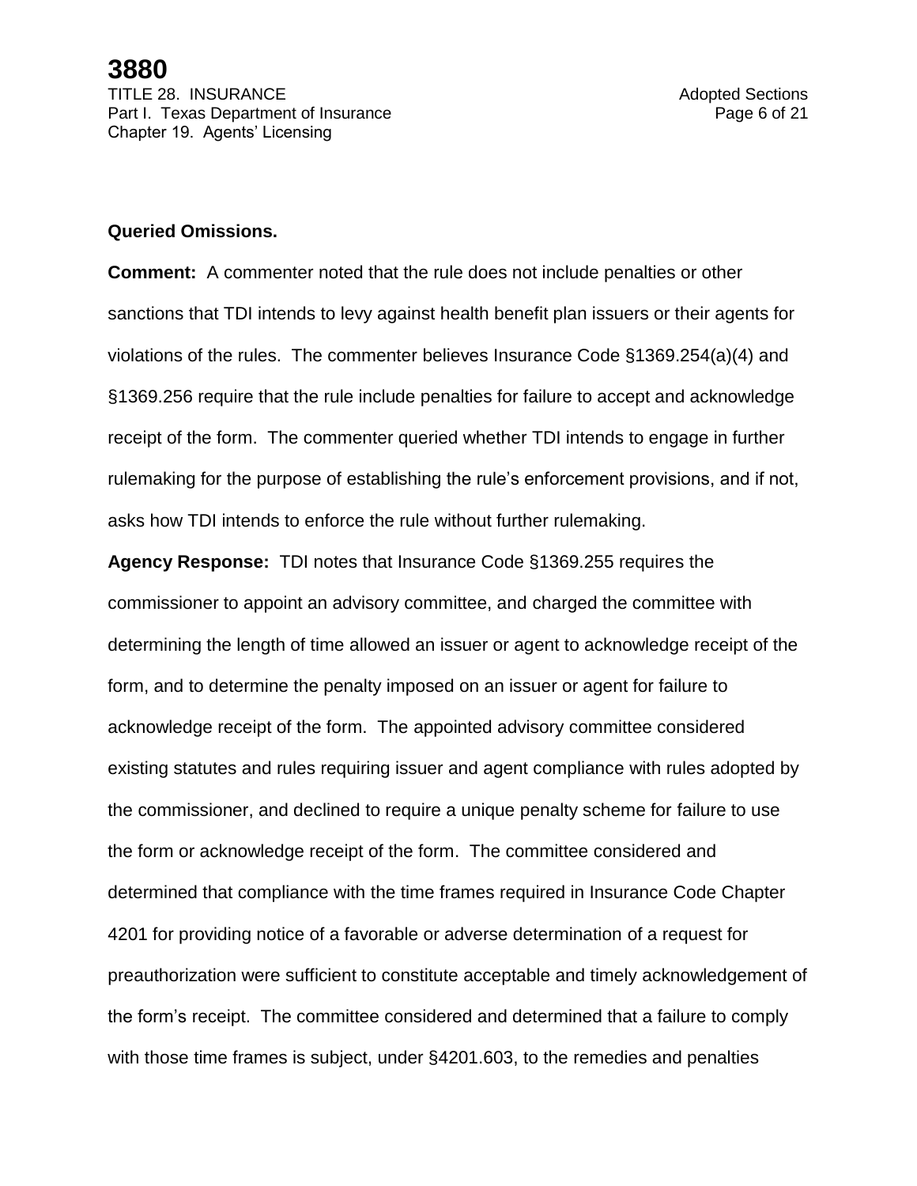**Queried Omissions.**

**Comment:** A commenter noted that the rule does not include penalties or other sanctions that TDI intends to levy against health benefit plan issuers or their agents for violations of the rules. The commenter believes Insurance Code §1369.254(a)(4) and §1369.256 require that the rule include penalties for failure to accept and acknowledge receipt of the form. The commenter queried whether TDI intends to engage in further rulemaking for the purpose of establishing the rule's enforcement provisions, and if not, asks how TDI intends to enforce the rule without further rulemaking.

**Agency Response:** TDI notes that Insurance Code §1369.255 requires the commissioner to appoint an advisory committee, and charged the committee with determining the length of time allowed an issuer or agent to acknowledge receipt of the form, and to determine the penalty imposed on an issuer or agent for failure to acknowledge receipt of the form. The appointed advisory committee considered existing statutes and rules requiring issuer and agent compliance with rules adopted by the commissioner, and declined to require a unique penalty scheme for failure to use the form or acknowledge receipt of the form. The committee considered and determined that compliance with the time frames required in Insurance Code Chapter 4201 for providing notice of a favorable or adverse determination of a request for preauthorization were sufficient to constitute acceptable and timely acknowledgement of the form's receipt. The committee considered and determined that a failure to comply with those time frames is subject, under §4201.603, to the remedies and penalties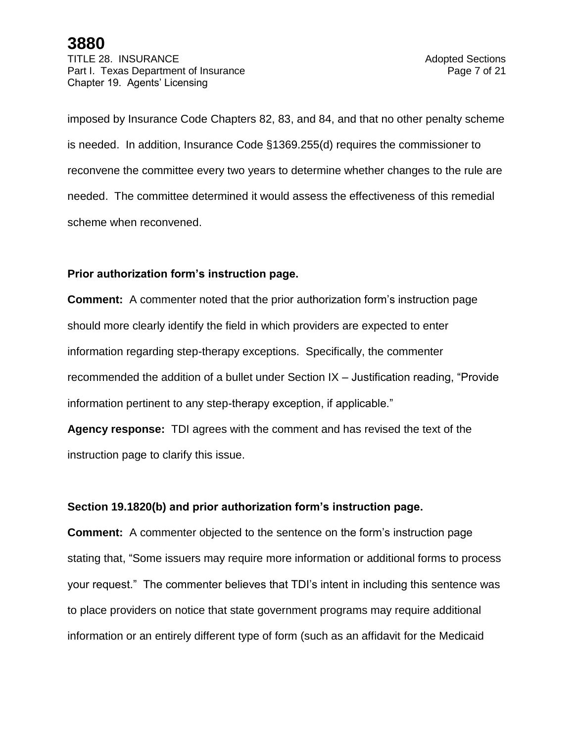imposed by Insurance Code Chapters 82, 83, and 84, and that no other penalty scheme is needed. In addition, Insurance Code §1369.255(d) requires the commissioner to reconvene the committee every two years to determine whether changes to the rule are needed. The committee determined it would assess the effectiveness of this remedial scheme when reconvened.

**Prior authorization form's instruction page.**

**Comment:** A commenter noted that the prior authorization form's instruction page should more clearly identify the field in which providers are expected to enter information regarding step-therapy exceptions. Specifically, the commenter recommended the addition of a bullet under Section IX – Justification reading, "Provide information pertinent to any step-therapy exception, if applicable."

**Agency response:** TDI agrees with the comment and has revised the text of the instruction page to clarify this issue.

**Section 19.1820(b) and prior authorization form's instruction page.**

**Comment:** A commenter objected to the sentence on the form's instruction page stating that, "Some issuers may require more information or additional forms to process your request." The commenter believes that TDI's intent in including this sentence was to place providers on notice that state government programs may require additional information or an entirely different type of form (such as an affidavit for the Medicaid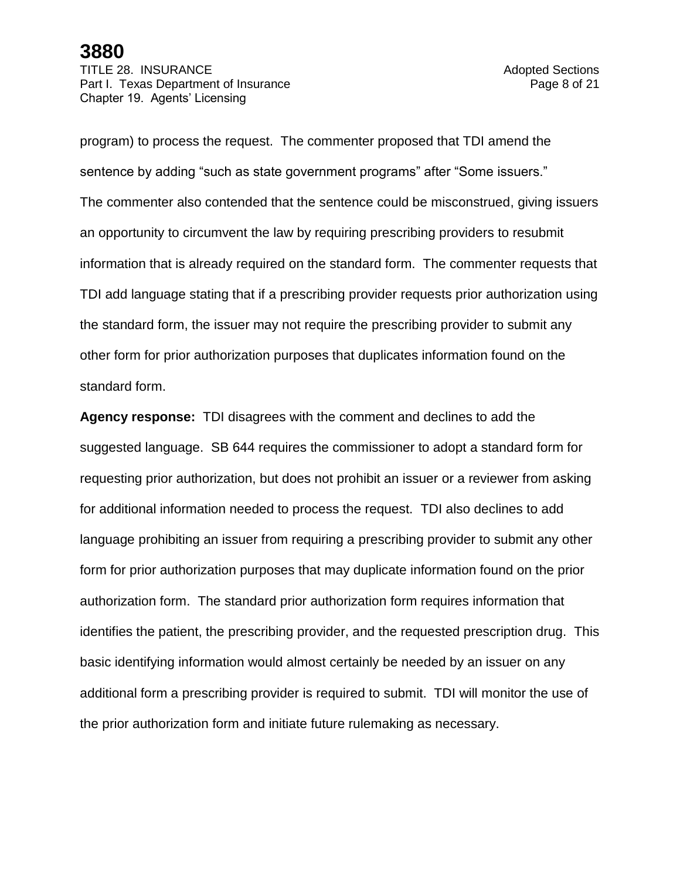program) to process the request. The commenter proposed that TDI amend the sentence by adding "such as state government programs" after "Some issuers." The commenter also contended that the sentence could be misconstrued, giving issuers an opportunity to circumvent the law by requiring prescribing providers to resubmit information that is already required on the standard form. The commenter requests that TDI add language stating that if a prescribing provider requests prior authorization using the standard form, the issuer may not require the prescribing provider to submit any other form for prior authorization purposes that duplicates information found on the standard form.

**Agency response:** TDI disagrees with the comment and declines to add the suggested language. SB 644 requires the commissioner to adopt a standard form for requesting prior authorization, but does not prohibit an issuer or a reviewer from asking for additional information needed to process the request. TDI also declines to add language prohibiting an issuer from requiring a prescribing provider to submit any other form for prior authorization purposes that may duplicate information found on the prior authorization form. The standard prior authorization form requires information that identifies the patient, the prescribing provider, and the requested prescription drug. This basic identifying information would almost certainly be needed by an issuer on any additional form a prescribing provider is required to submit. TDI will monitor the use of the prior authorization form and initiate future rulemaking as necessary.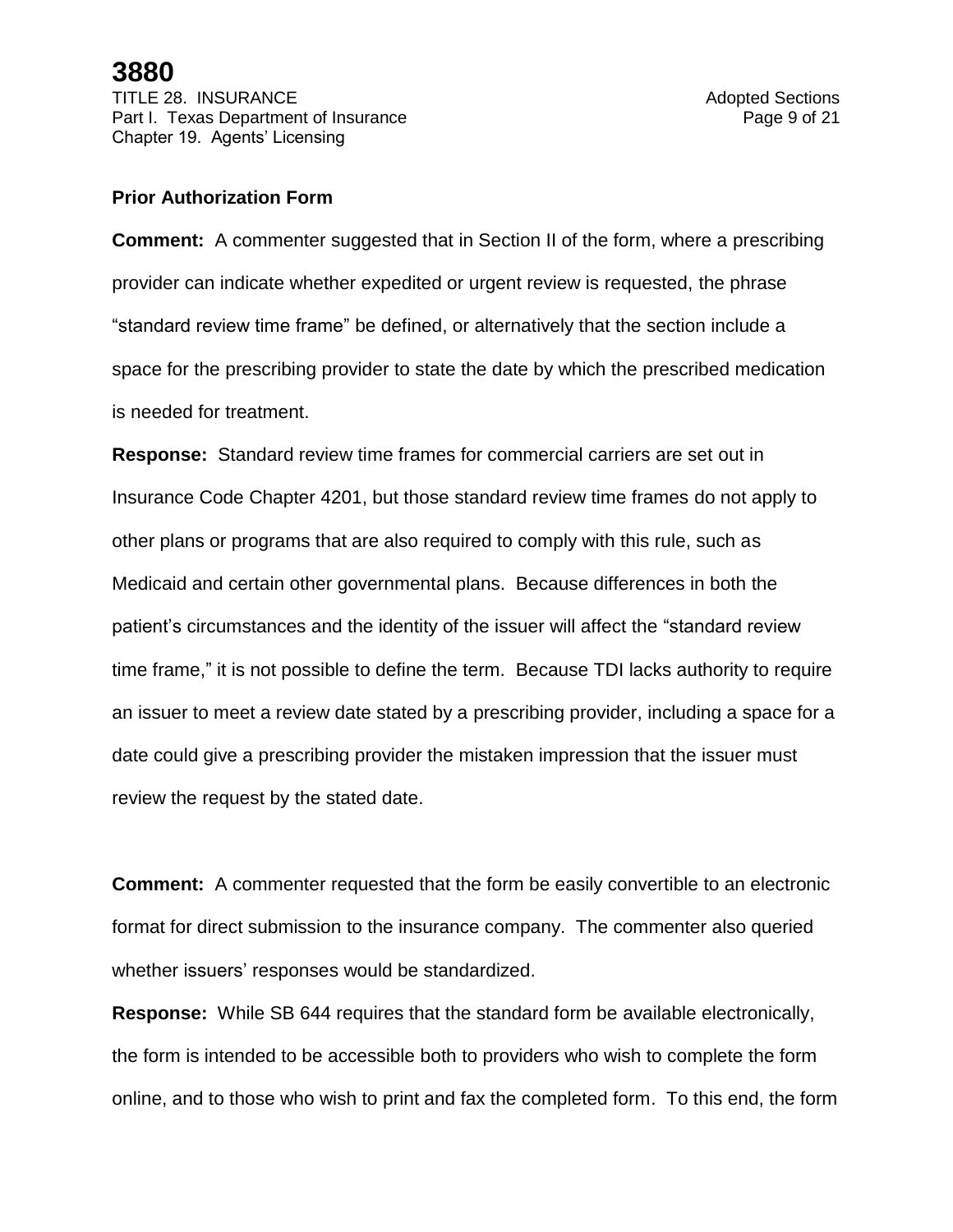**Prior Authorization Form**

**Comment:** A commenter suggested that in Section II of the form, where a prescribing provider can indicate whether expedited or urgent review is requested, the phrase "standard review time frame" be defined, or alternatively that the section include a space for the prescribing provider to state the date by which the prescribed medication is needed for treatment.

**Response:** Standard review time frames for commercial carriers are set out in Insurance Code Chapter 4201, but those standard review time frames do not apply to other plans or programs that are also required to comply with this rule, such as Medicaid and certain other governmental plans. Because differences in both the patient's circumstances and the identity of the issuer will affect the "standard review time frame," it is not possible to define the term. Because TDI lacks authority to require an issuer to meet a review date stated by a prescribing provider, including a space for a date could give a prescribing provider the mistaken impression that the issuer must review the request by the stated date.

**Comment:** A commenter requested that the form be easily convertible to an electronic format for direct submission to the insurance company. The commenter also queried whether issuers' responses would be standardized.

**Response:** While SB 644 requires that the standard form be available electronically, the form is intended to be accessible both to providers who wish to complete the form online, and to those who wish to print and fax the completed form. To this end, the form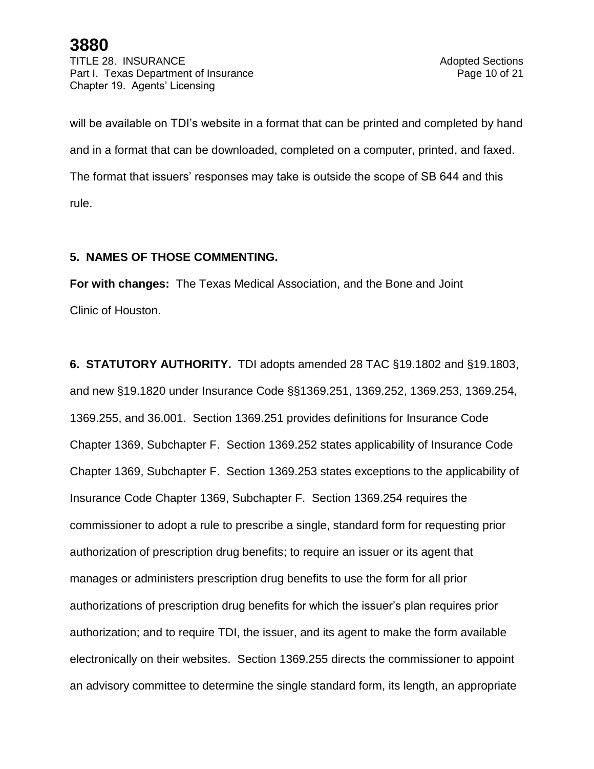will be available on TDI's website in a format that can be printed and completed by hand and in a format that can be downloaded, completed on a computer, printed, and faxed. The format that issuers' responses may take is outside the scope of SB 644 and this rule.

**5. NAMES OF THOSE COMMENTING.**

**For with changes:** The Texas Medical Association, and the Bone and Joint Clinic of Houston.

**6. STATUTORY AUTHORITY.** TDI adopts amended 28 TAC §19.1802 and §19.1803, and new §19.1820 under Insurance Code §§1369.251, 1369.252, 1369.253, 1369.254, 1369.255, and 36.001. Section 1369.251 provides definitions for Insurance Code Chapter 1369, Subchapter F. Section 1369.252 states applicability of Insurance Code Chapter 1369, Subchapter F. Section 1369.253 states exceptions to the applicability of Insurance Code Chapter 1369, Subchapter F. Section 1369.254 requires the commissioner to adopt a rule to prescribe a single, standard form for requesting prior authorization of prescription drug benefits; to require an issuer or its agent that manages or administers prescription drug benefits to use the form for all prior authorizations of prescription drug benefits for which the issuer's plan requires prior authorization; and to require TDI, the issuer, and its agent to make the form available electronically on their websites. Section 1369.255 directs the commissioner to appoint an advisory committee to determine the single standard form, its length, an appropriate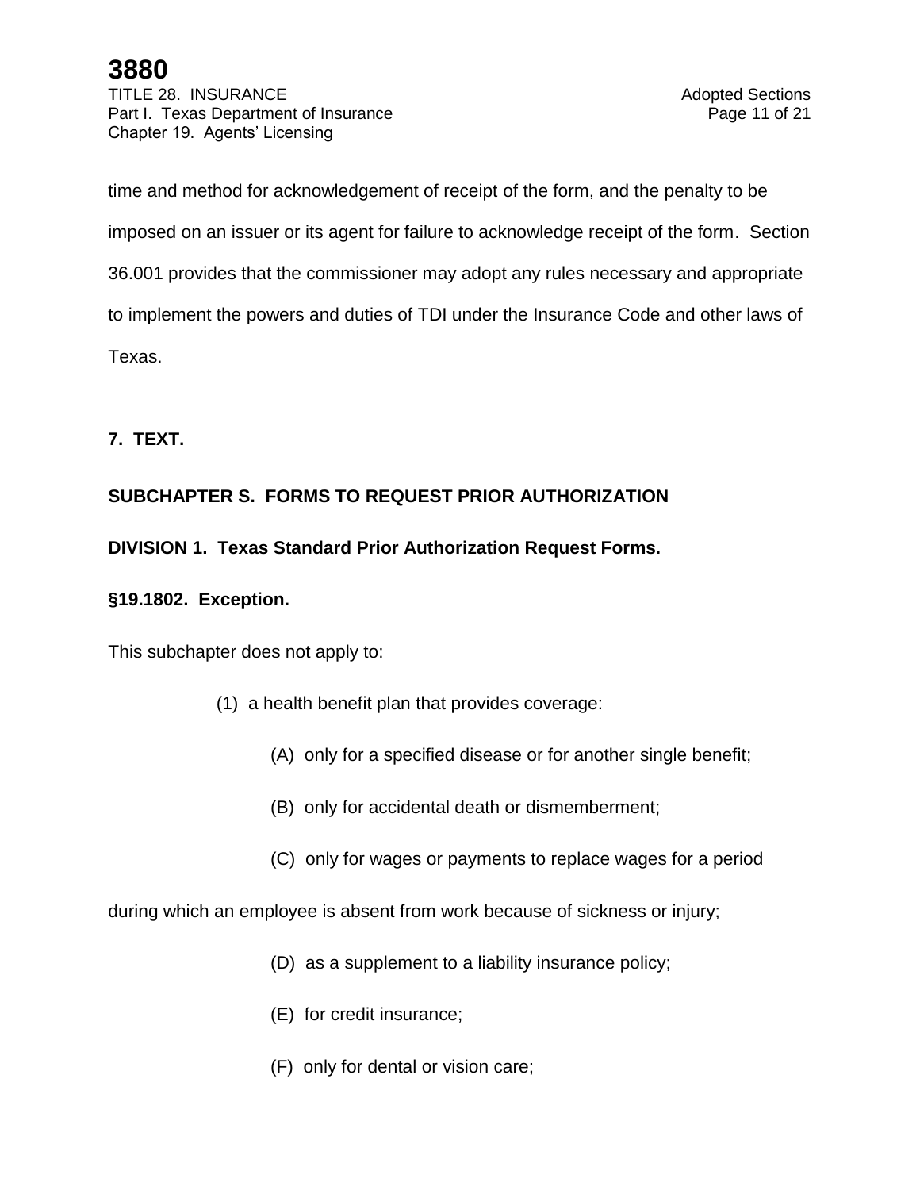time and method for acknowledgement of receipt of the form, and the penalty to be imposed on an issuer or its agent for failure to acknowledge receipt of the form. Section 36.001 provides that the commissioner may adopt any rules necessary and appropriate to implement the powers and duties of TDI under the Insurance Code and other laws of Texas.

**7. TEXT.**

**SUBCHAPTER S. FORMS TO REQUEST PRIOR AUTHORIZATION**

**DIVISION 1. Texas Standard Prior Authorization Request Forms.**

**§19.1802. Exception.**

This subchapter does not apply to:

(1) a health benefit plan that provides coverage:

(A) only for a specified disease or for another single benefit;

(B) only for accidental death or dismemberment;

(C) only for wages or payments to replace wages for a period during which an employee is absent from work because of sickness or injury;

(D) as a supplement to a liability insurance policy;

(E) for credit insurance;

(F) only for dental or vision care;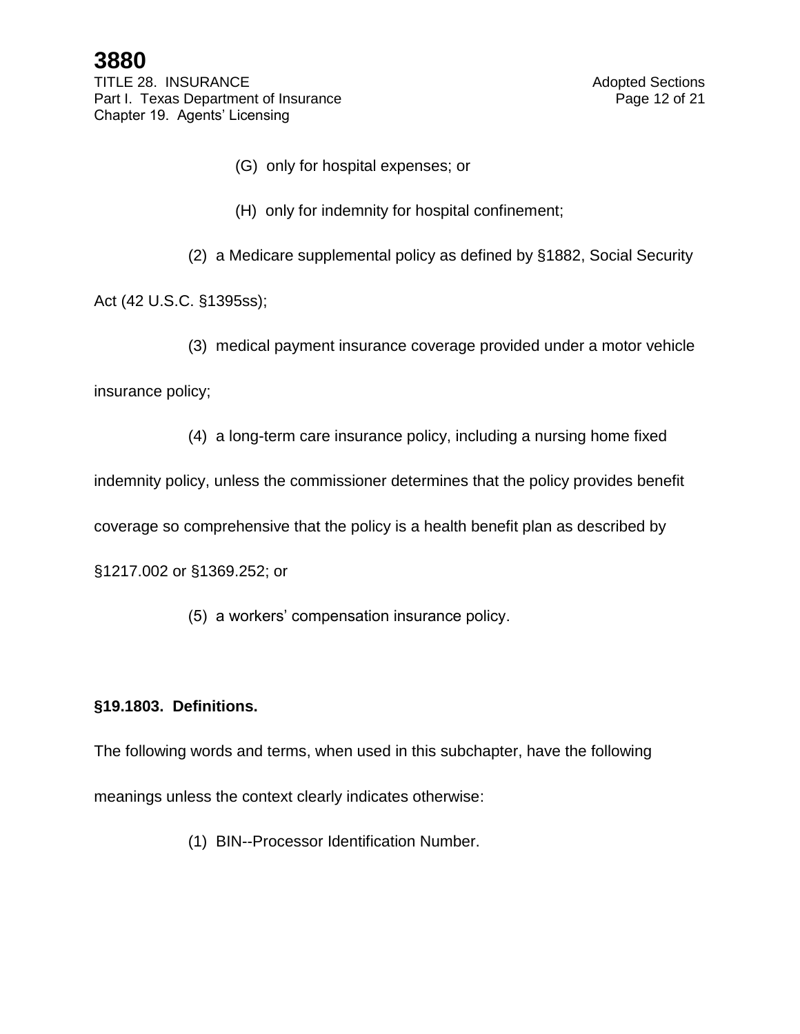(G) only for hospital expenses; or

(H) only for indemnity for hospital confinement;

(2) a Medicare supplemental policy as defined by §1882, Social Security Act (42 U.S.C. §1395ss);

(3) medical payment insurance coverage provided under a motor vehicle insurance policy;

(4) a long-term care insurance policy, including a nursing home fixed indemnity policy, unless the commissioner determines that the policy provides benefit coverage so comprehensive that the policy is a health benefit plan as described by §1217.002 or §1369.252; or

(5) a workers' compensation insurance policy.

**§19.1803. Definitions.**

The following words and terms, when used in this subchapter, have the following meanings unless the context clearly indicates otherwise:

(1) BIN--Processor Identification Number.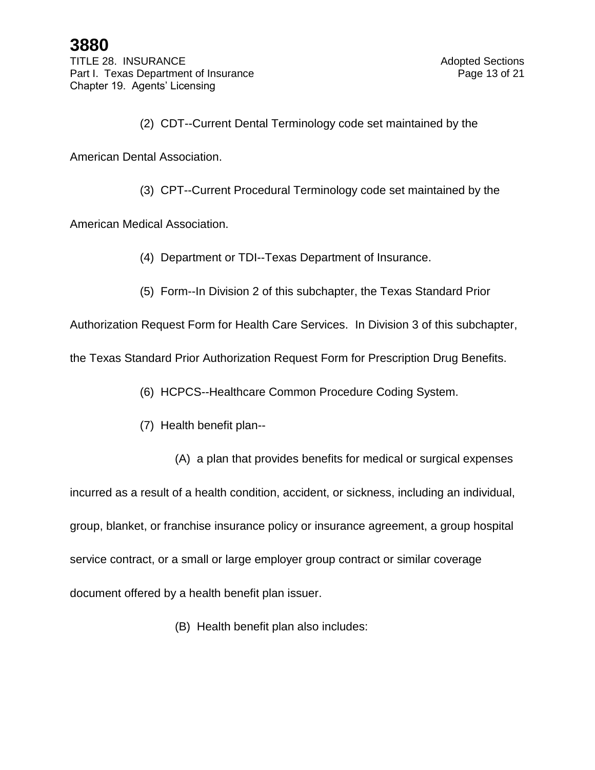(2) CDT--Current Dental Terminology code set maintained by the American Dental Association.

(3) CPT--Current Procedural Terminology code set maintained by the American Medical Association.

(4) Department or TDI--Texas Department of Insurance.

(5) Form--In Division 2 of this subchapter, the Texas Standard Prior Authorization Request Form for Health Care Services. In Division 3 of this subchapter, the Texas Standard Prior Authorization Request Form for Prescription Drug Benefits.

(6) HCPCS--Healthcare Common Procedure Coding System.

(7) Health benefit plan--

(A) a plan that provides benefits for medical or surgical expenses incurred as a result of a health condition, accident, or sickness, including an individual, group, blanket, or franchise insurance policy or insurance agreement, a group hospital service contract, or a small or large employer group contract or similar coverage document offered by a health benefit plan issuer.

(B) Health benefit plan also includes: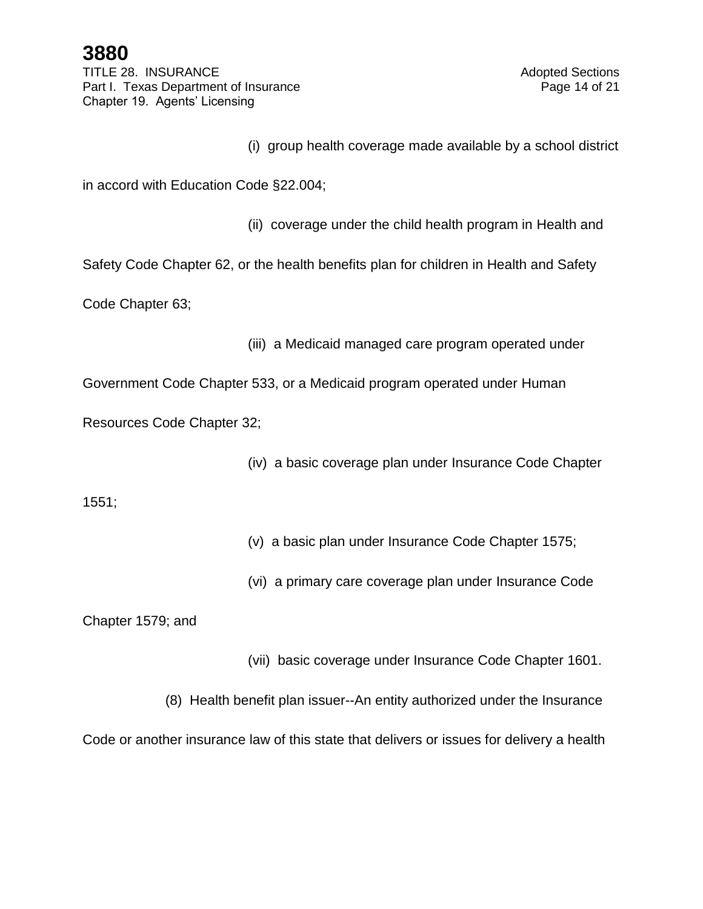(i) group health coverage made available by a school district in accord with Education Code §22.004;

(ii) coverage under the child health program in Health and Safety Code Chapter 62, or the health benefits plan for children in Health and Safety Code Chapter 63;

(iii) a Medicaid managed care program operated under Government Code Chapter 533, or a Medicaid program operated under Human Resources Code Chapter 32;

(iv) a basic coverage plan under Insurance Code Chapter 1551;

(v) a basic plan under Insurance Code Chapter 1575;

(vi) a primary care coverage plan under Insurance Code Chapter 1579; and

(vii) basic coverage under Insurance Code Chapter 1601.

(8) Health benefit plan issuer--An entity authorized under the Insurance Code or another insurance law of this state that delivers or issues for delivery a health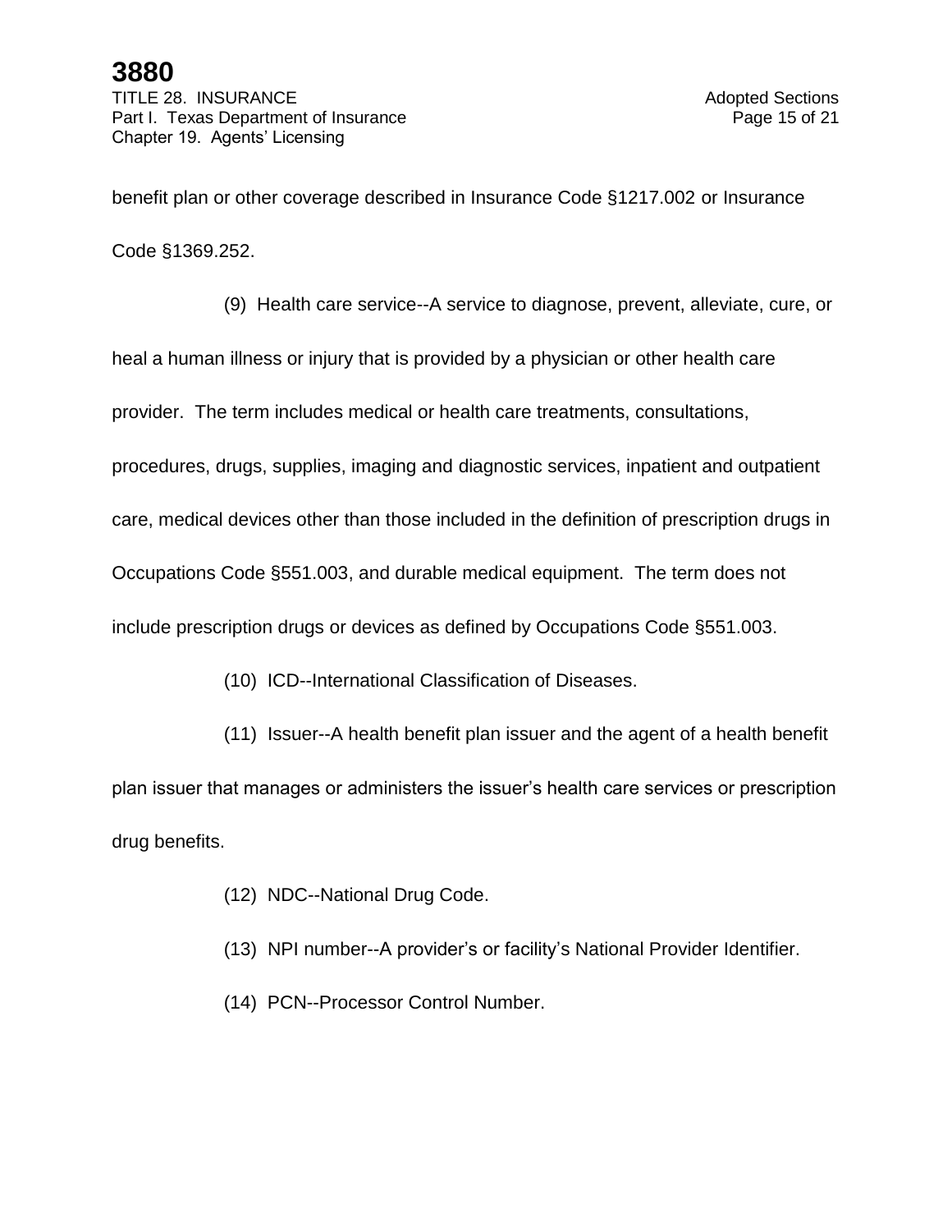benefit plan or other coverage described in Insurance Code §1217.002 or Insurance Code §1369.252.

(9) Health care service--A service to diagnose, prevent, alleviate, cure, or heal a human illness or injury that is provided by a physician or other health care provider. The term includes medical or health care treatments, consultations, procedures, drugs, supplies, imaging and diagnostic services, inpatient and outpatient care, medical devices other than those included in the definition of prescription drugs in Occupations Code §551.003, and durable medical equipment. The term does not include prescription drugs or devices as defined by Occupations Code §551.003.

(10) ICD--International Classification of Diseases.

(11) Issuer--A health benefit plan issuer and the agent of a health benefit plan issuer that manages or administers the issuer's health care services or prescription drug benefits.

(12) NDC--National Drug Code.

(13) NPI number--A provider's or facility's National Provider Identifier.

(14) PCN--Processor Control Number.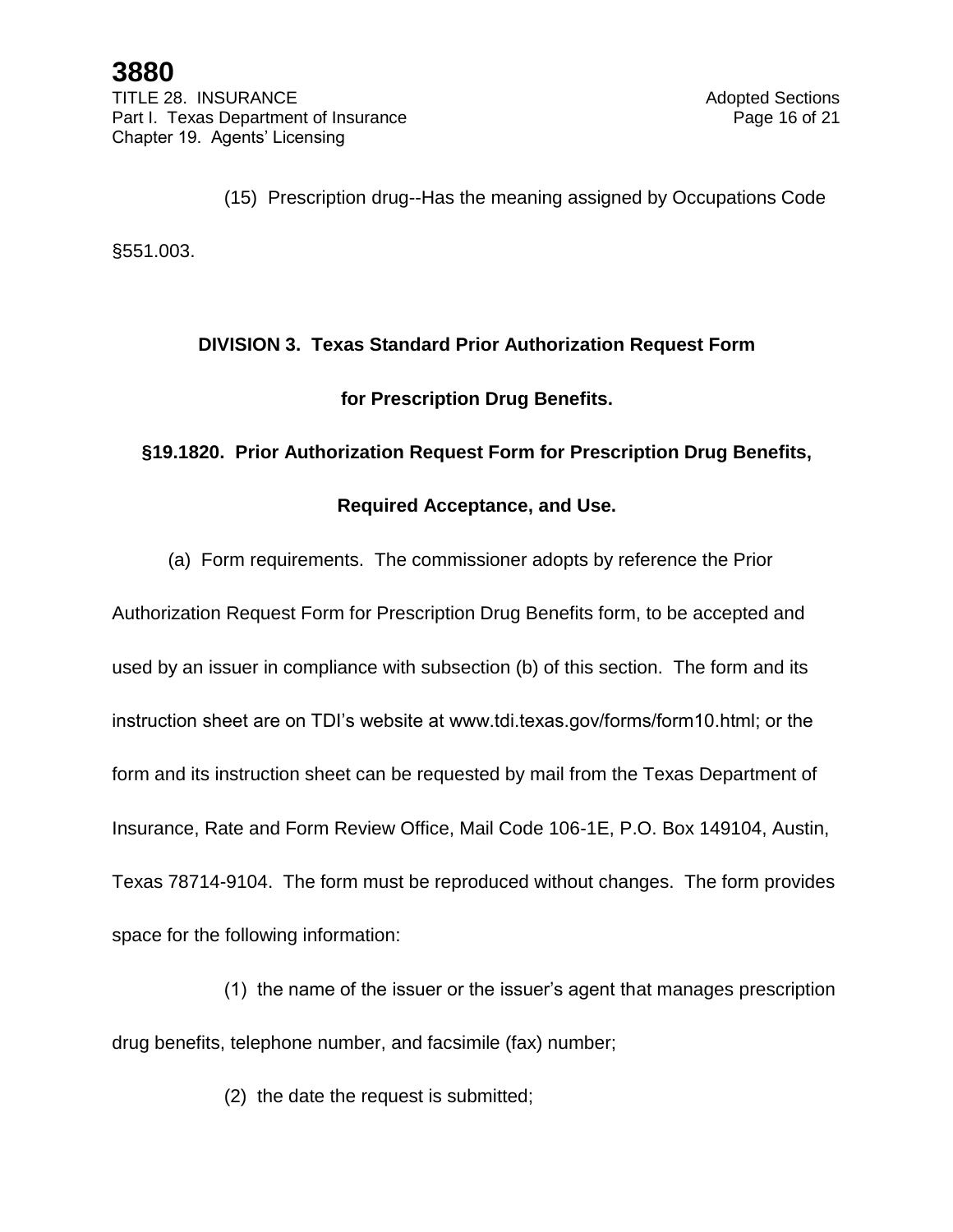(15) Prescription drug--Has the meaning assigned by Occupations Code §551.003.

## DIVISION 3. Texas Standard Prior Authorization Request Form for Prescription Drug Benefits.

### §19.1820. Prior Authorization Request Form for Prescription Drug Benefits, Required Acceptance, and Use.

(a) Form requirements. The commissioner adopts by reference the Prior Authorization Request Form for Prescription Drug Benefits form, to be accepted and used by an issuer in compliance with subsection (b) of this section. The form and its instruction sheet are on TDI's website at www.tdi.texas.gov/forms/form10.html; or the form and its instruction sheet can be requested by mail from the Texas Department of Insurance, Rate and Form Review Office, Mail Code 106-1E, P.O. Box 149104, Austin, Texas 78714-9104. The form must be reproduced without changes. The form provides space for the following information:

(1) the name of the issuer or the issuer's agent that manages prescription drug benefits, telephone number, and facsimile (fax) number;

(2) the date the request is submitted;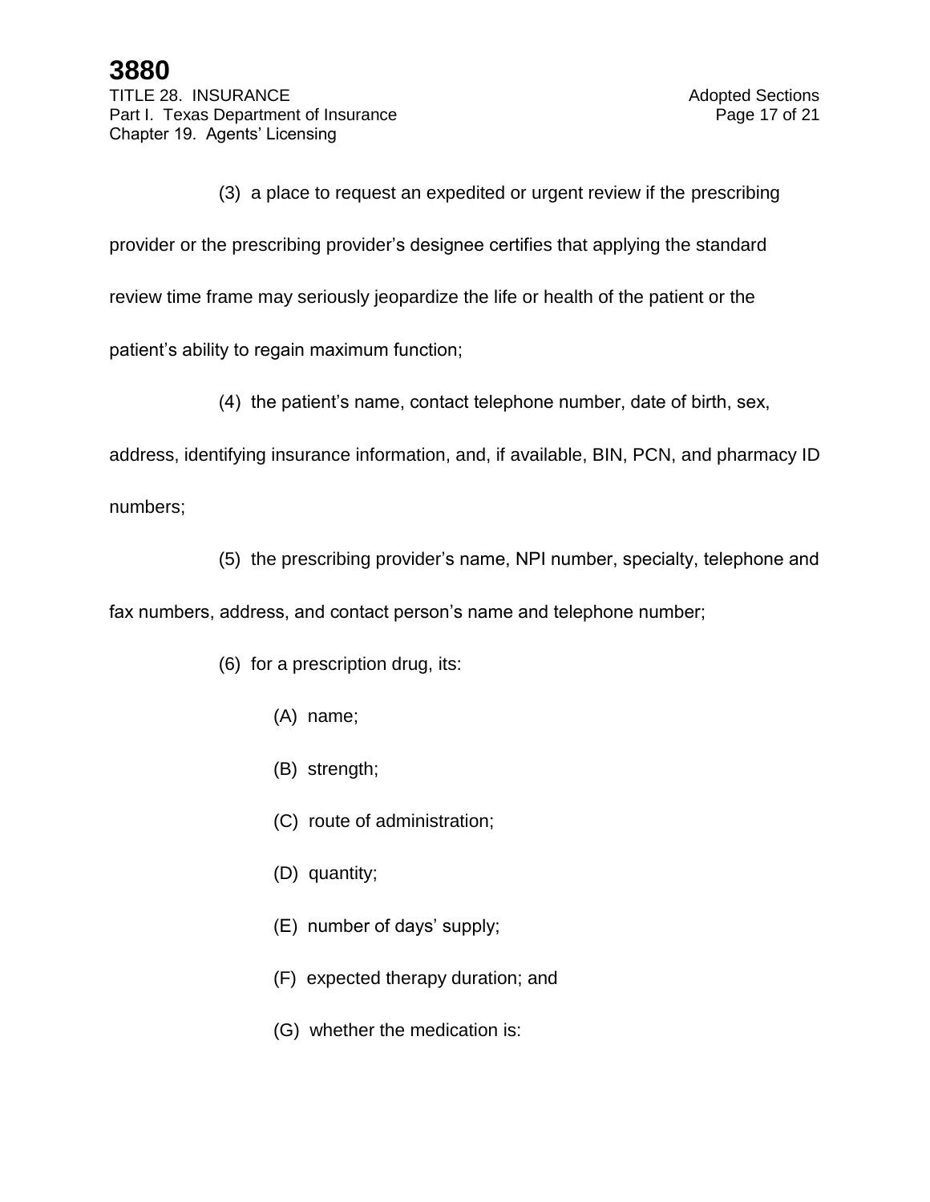(3) a place to request an expedited or urgent review if the prescribing provider or the prescribing provider's designee certifies that applying the standard review time frame may seriously jeopardize the life or health of the patient or the patient's ability to regain maximum function;

(4) the patient's name, contact telephone number, date of birth, sex, address, identifying insurance information, and, if available, BIN, PCN, and pharmacy ID numbers;

(5) the prescribing provider's name, NPI number, specialty, telephone and fax numbers, address, and contact person's name and telephone number;

(6) for a prescription drug, its:

(A) name;

(B) strength;

(C) route of administration;

(D) quantity;

(E) number of days' supply;

(F) expected therapy duration; and

(G) whether the medication is: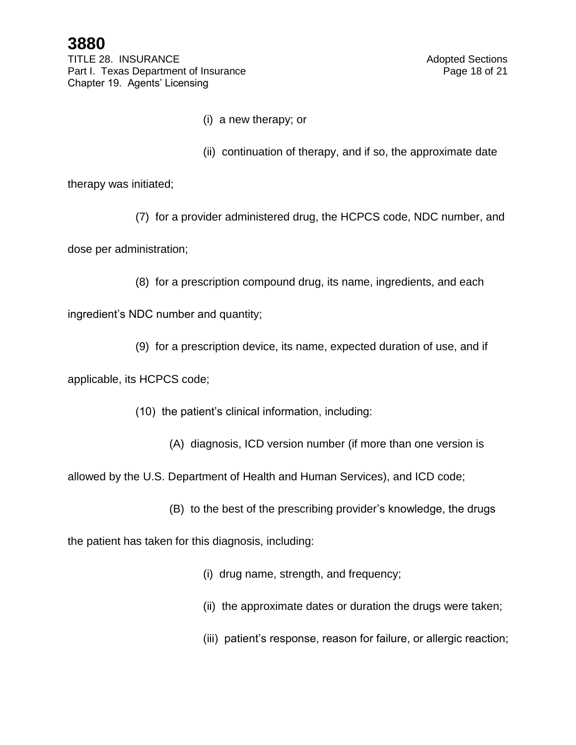(i) a new therapy; or

(ii) continuation of therapy, and if so, the approximate date therapy was initiated;

(7) for a provider administered drug, the HCPCS code, NDC number, and dose per administration;

(8) for a prescription compound drug, its name, ingredients, and each ingredient's NDC number and quantity;

(9) for a prescription device, its name, expected duration of use, and if applicable, its HCPCS code;

(10) the patient's clinical information, including:

(A) diagnosis, ICD version number (if more than one version is allowed by the U.S. Department of Health and Human Services), and ICD code;

(B) to the best of the prescribing provider's knowledge, the drugs the patient has taken for this diagnosis, including:

(i) drug name, strength, and frequency;

(ii) the approximate dates or duration the drugs were taken;

(iii) patient's response, reason for failure, or allergic reaction;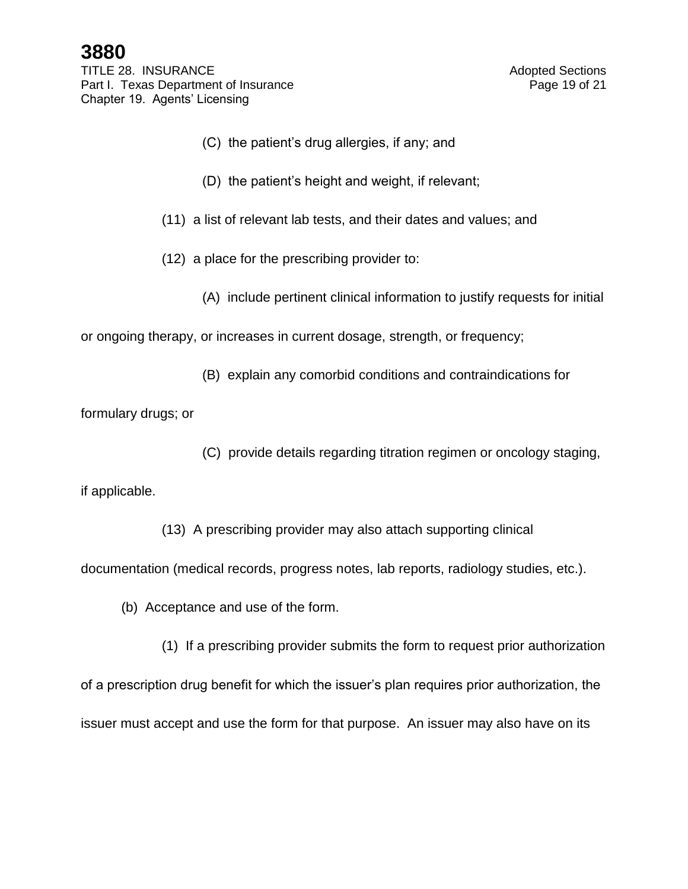(C) the patient's drug allergies, if any; and

(D) the patient's height and weight, if relevant;

(11) a list of relevant lab tests, and their dates and values; and

(12) a place for the prescribing provider to:

(A) include pertinent clinical information to justify requests for initial or ongoing therapy, or increases in current dosage, strength, or frequency;

(B) explain any comorbid conditions and contraindications for formulary drugs; or

(C) provide details regarding titration regimen or oncology staging, if applicable.

(13) A prescribing provider may also attach supporting clinical documentation (medical records, progress notes, lab reports, radiology studies, etc.).

(b) Acceptance and use of the form.

(1) If a prescribing provider submits the form to request prior authorization of a prescription drug benefit for which the issuer's plan requires prior authorization, the issuer must accept and use the form for that purpose. An issuer may also have on its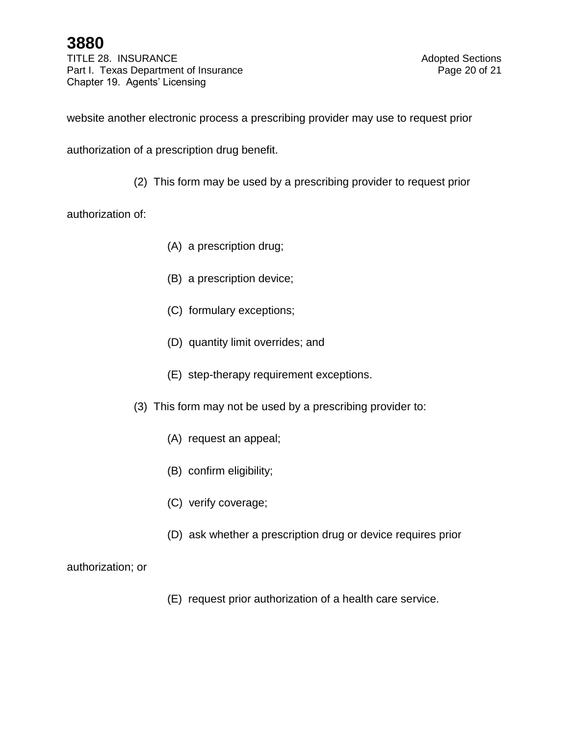website another electronic process a prescribing provider may use to request prior authorization of a prescription drug benefit.

(2) This form may be used by a prescribing provider to request prior authorization of:

(A) a prescription drug;

(B) a prescription device;

(C) formulary exceptions;

(D) quantity limit overrides; and

(E) step-therapy requirement exceptions.

(3) This form may not be used by a prescribing provider to:

(A) request an appeal;

(B) confirm eligibility;

(C) verify coverage;

(D) ask whether a prescription drug or device requires prior authorization; or

(E) request prior authorization of a health care service.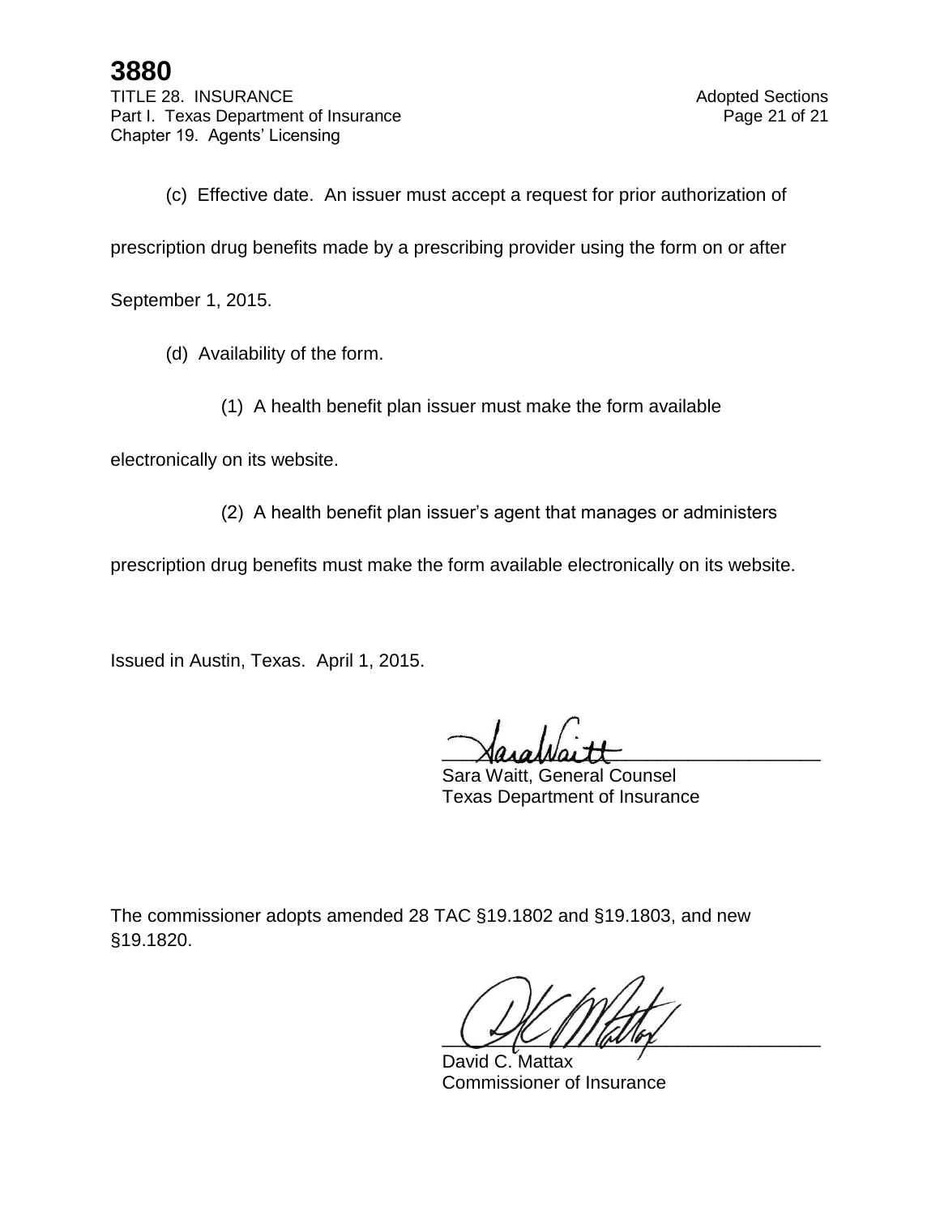(c) Effective date. An issuer must accept a request for prior authorization of prescription drug benefits made by a prescribing provider using the form on or after September 1, 2015.

(d) Availability of the form.

(1) A health benefit plan issuer must make the form available electronically on its website.

(2) A health benefit plan issuer's agent that manages or administers prescription drug benefits must make the form available electronically on its website.

Issued in Austin, Texas. April 1, 2015.

Sara Waitt, General Counsel
Texas Department of Insurance

The commissioner adopts amended 28 TAC §19.1802 and §19.1803, and new §19.1820.

David C. Mattax
Commissioner of Insurance